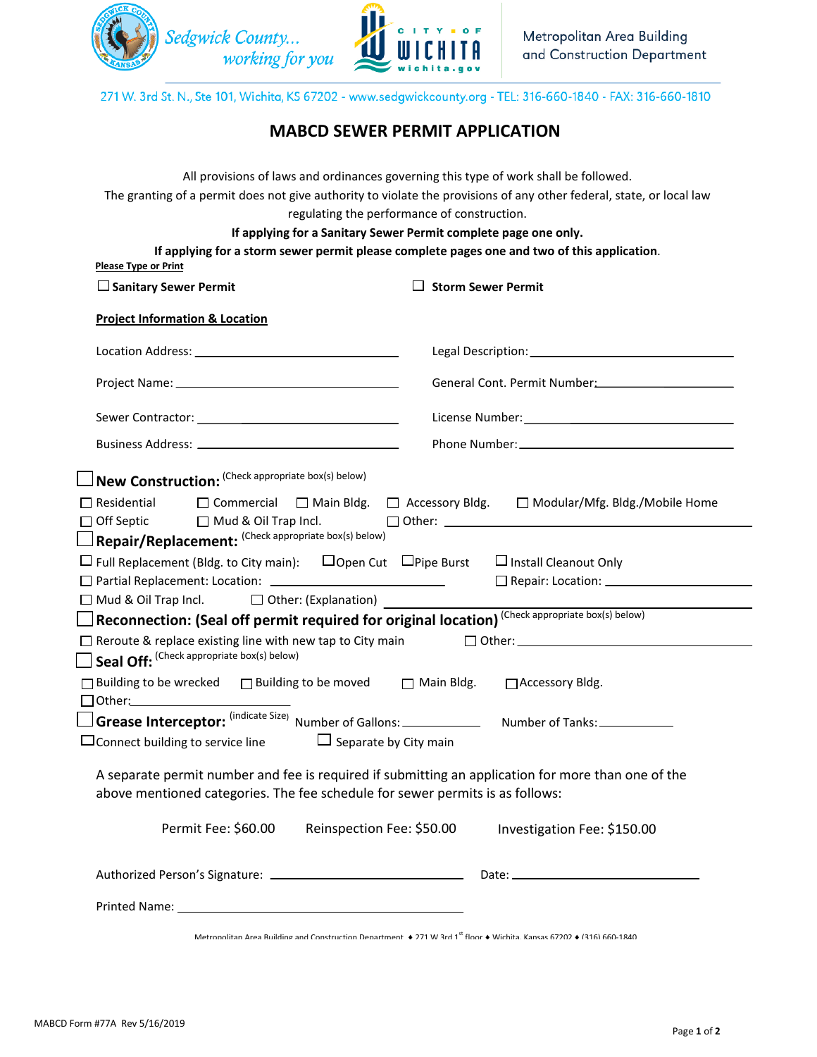Sedgwick County... working for you | City of Wichita wichita.gov | Metropolitan Area Building and Construction Department

271 W. 3rd St. N., Ste 101, Wichita, KS 67202 - www.sedgwickcounty.org - TEL: 316-660-1840 - FAX: 316-660-1810

# MABCD SEWER PERMIT APPLICATION

All provisions of laws and ordinances governing this type of work shall be followed.
The granting of a permit does not give authority to violate the provisions of any other federal, state, or local law regulating the performance of construction.

**If applying for a Sanitary Sewer Permit complete page one only.**
**If applying for a storm sewer permit please complete pages one and two of this application.**

**Please Type or Print**

☐ **Sanitary Sewer Permit** ☐ **Storm Sewer Permit**

**Project Information & Location**

Location Address: ______________________ Legal Description: ______________________

Project Name: ______________________ General Cont. Permit Number: ______________________

Sewer Contractor: ______________________ License Number: ______________________

Business Address: ______________________ Phone Number: ______________________

☐ **New Construction:** (Check appropriate box(s) below)

☐ Residential ☐ Commercial ☐ Main Bldg. ☐ Accessory Bldg. ☐ Modular/Mfg. Bldg./Mobile Home
☐ Off Septic ☐ Mud & Oil Trap Incl. ☐ Other: ______________________

☐ **Repair/Replacement:** (Check appropriate box(s) below)

☐ Full Replacement (Bldg. to City main): ☐ Open Cut ☐ Pipe Burst ☐ Install Cleanout Only
☐ Partial Replacement: Location: ______________________ ☐ Repair: Location: ______________________
☐ Mud & Oil Trap Incl. ☐ Other: (Explanation) ______________________

☐ **Reconnection: (Seal off permit required for original location)** (Check appropriate box(s) below)

☐ Reroute & replace existing line with new tap to City main ☐ Other: ______________________

☐ **Seal Off:** (Check appropriate box(s) below)

☐ Building to be wrecked ☐ Building to be moved ☐ Main Bldg. ☐ Accessory Bldg.
☐ Other: ______________________

☐ **Grease Interceptor:** (indicate Size) Number of Gallons: __________ Number of Tanks: __________

☐ Connect building to service line ☐ Separate by City main

A separate permit number and fee is required if submitting an application for more than one of the above mentioned categories. The fee schedule for sewer permits is as follows:

Permit Fee: $60.00 Reinspection Fee: $50.00 Investigation Fee: $150.00

Authorized Person's Signature: ______________________ Date: ______________________

Printed Name: ______________________

Metropolitan Area Building and Construction Department ♦ 271 W 3rd 1st floor ♦ Wichita, Kansas 67202 ♦ (316) 660-1840

MABCD Form #77A Rev 5/16/2019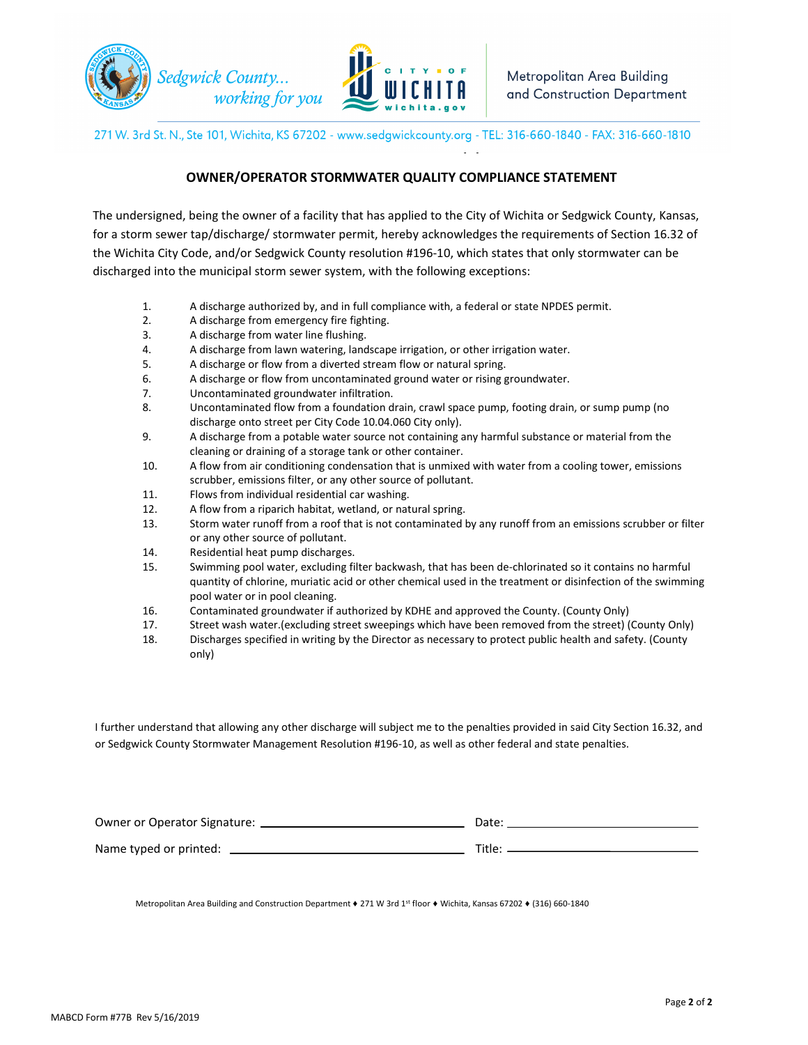Sedgwick County... working for you

CITY OF WICHITA wichita.gov

Metropolitan Area Building and Construction Department

271 W. 3rd St. N., Ste 101, Wichita, KS 67202 - www.sedgwickcounty.org - TEL: 316-660-1840 - FAX: 316-660-1810

## OWNER/OPERATOR STORMWATER QUALITY COMPLIANCE STATEMENT

The undersigned, being the owner of a facility that has applied to the City of Wichita or Sedgwick County, Kansas, for a storm sewer tap/discharge/ stormwater permit, hereby acknowledges the requirements of Section 16.32 of the Wichita City Code, and/or Sedgwick County resolution #196-10, which states that only stormwater can be discharged into the municipal storm sewer system, with the following exceptions:

1. A discharge authorized by, and in full compliance with, a federal or state NPDES permit.
2. A discharge from emergency fire fighting.
3. A discharge from water line flushing.
4. A discharge from lawn watering, landscape irrigation, or other irrigation water.
5. A discharge or flow from a diverted stream flow or natural spring.
6. A discharge or flow from uncontaminated ground water or rising groundwater.
7. Uncontaminated groundwater infiltration.
8. Uncontaminated flow from a foundation drain, crawl space pump, footing drain, or sump pump (no discharge onto street per City Code 10.04.060 City only).
9. A discharge from a potable water source not containing any harmful substance or material from the cleaning or draining of a storage tank or other container.
10. A flow from air conditioning condensation that is unmixed with water from a cooling tower, emissions scrubber, emissions filter, or any other source of pollutant.
11. Flows from individual residential car washing.
12. A flow from a riparich habitat, wetland, or natural spring.
13. Storm water runoff from a roof that is not contaminated by any runoff from an emissions scrubber or filter or any other source of pollutant.
14. Residential heat pump discharges.
15. Swimming pool water, excluding filter backwash, that has been de-chlorinated so it contains no harmful quantity of chlorine, muriatic acid or other chemical used in the treatment or disinfection of the swimming pool water or in pool cleaning.
16. Contaminated groundwater if authorized by KDHE and approved the County. (County Only)
17. Street wash water.(excluding street sweepings which have been removed from the street) (County Only)
18. Discharges specified in writing by the Director as necessary to protect public health and safety. (County only)

I further understand that allowing any other discharge will subject me to the penalties provided in said City Section 16.32, and or Sedgwick County Stormwater Management Resolution #196-10, as well as other federal and state penalties.

Owner or Operator Signature: ______________________________ Date: ______________________

Name typed or printed: ______________________________ Title: ______________________

Metropolitan Area Building and Construction Department ♦ 271 W 3rd 1st floor ♦ Wichita, Kansas 67202 ♦ (316) 660-1840

MABCD Form #77B Rev 5/16/2019